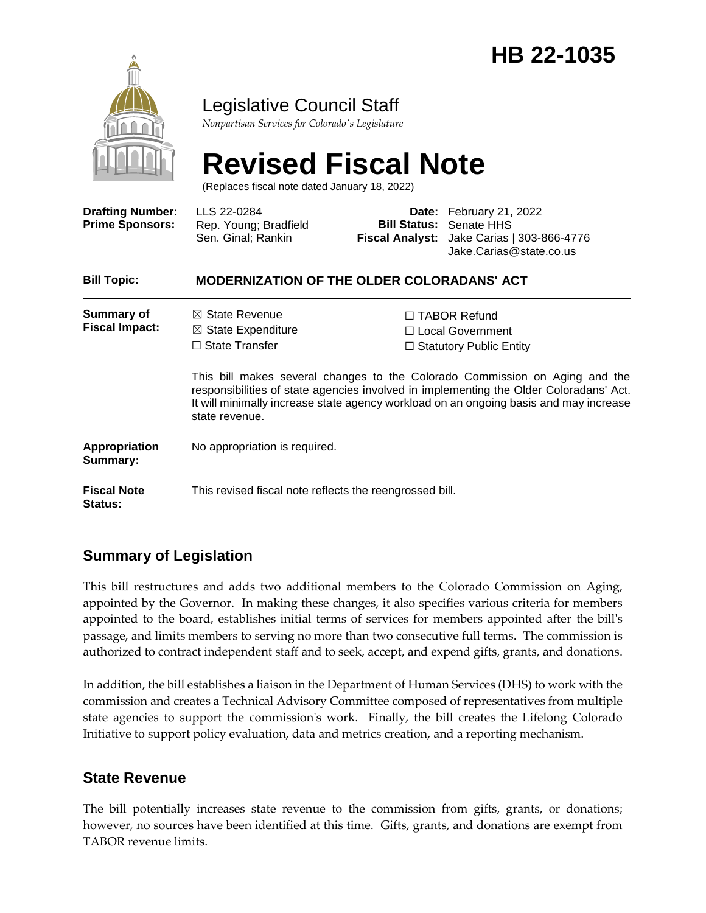# HB 22-1035

Legislative Council Staff

*Nonpartisan Services for Colorado's Legislature*

# Revised Fiscal Note

(Replaces fiscal note dated January 18, 2022)

| | | | |
|---|---|---|---|
| **Drafting Number:** | LLS 22-0284 | **Date:** | February 21, 2022 |
| **Prime Sponsors:** | Rep. Young; Bradfield<br>Sen. Ginal; Rankin | **Bill Status:** | Senate HHS |
| | | **Fiscal Analyst:** | Jake Carias \| 303-866-4776<br>Jake.Carias@state.co.us |

| | |
|---|---|
| **Bill Topic:** | **MODERNIZATION OF THE OLDER COLORADANS' ACT** |
| **Summary of Fiscal Impact:** | ☒ State Revenue<br>☒ State Expenditure<br>☐ State Transfer<br>☐ TABOR Refund<br>☐ Local Government<br>☐ Statutory Public Entity<br><br>This bill makes several changes to the Colorado Commission on Aging and the responsibilities of state agencies involved in implementing the Older Coloradans' Act. It will minimally increase state agency workload on an ongoing basis and may increase state revenue. |
| **Appropriation Summary:** | No appropriation is required. |
| **Fiscal Note Status:** | This revised fiscal note reflects the reengrossed bill. |

## Summary of Legislation

This bill restructures and adds two additional members to the Colorado Commission on Aging, appointed by the Governor. In making these changes, it also specifies various criteria for members appointed to the board, establishes initial terms of services for members appointed after the bill's passage, and limits members to serving no more than two consecutive full terms. The commission is authorized to contract independent staff and to seek, accept, and expend gifts, grants, and donations.

In addition, the bill establishes a liaison in the Department of Human Services (DHS) to work with the commission and creates a Technical Advisory Committee composed of representatives from multiple state agencies to support the commission's work. Finally, the bill creates the Lifelong Colorado Initiative to support policy evaluation, data and metrics creation, and a reporting mechanism.

## State Revenue

The bill potentially increases state revenue to the commission from gifts, grants, or donations; however, no sources have been identified at this time. Gifts, grants, and donations are exempt from TABOR revenue limits.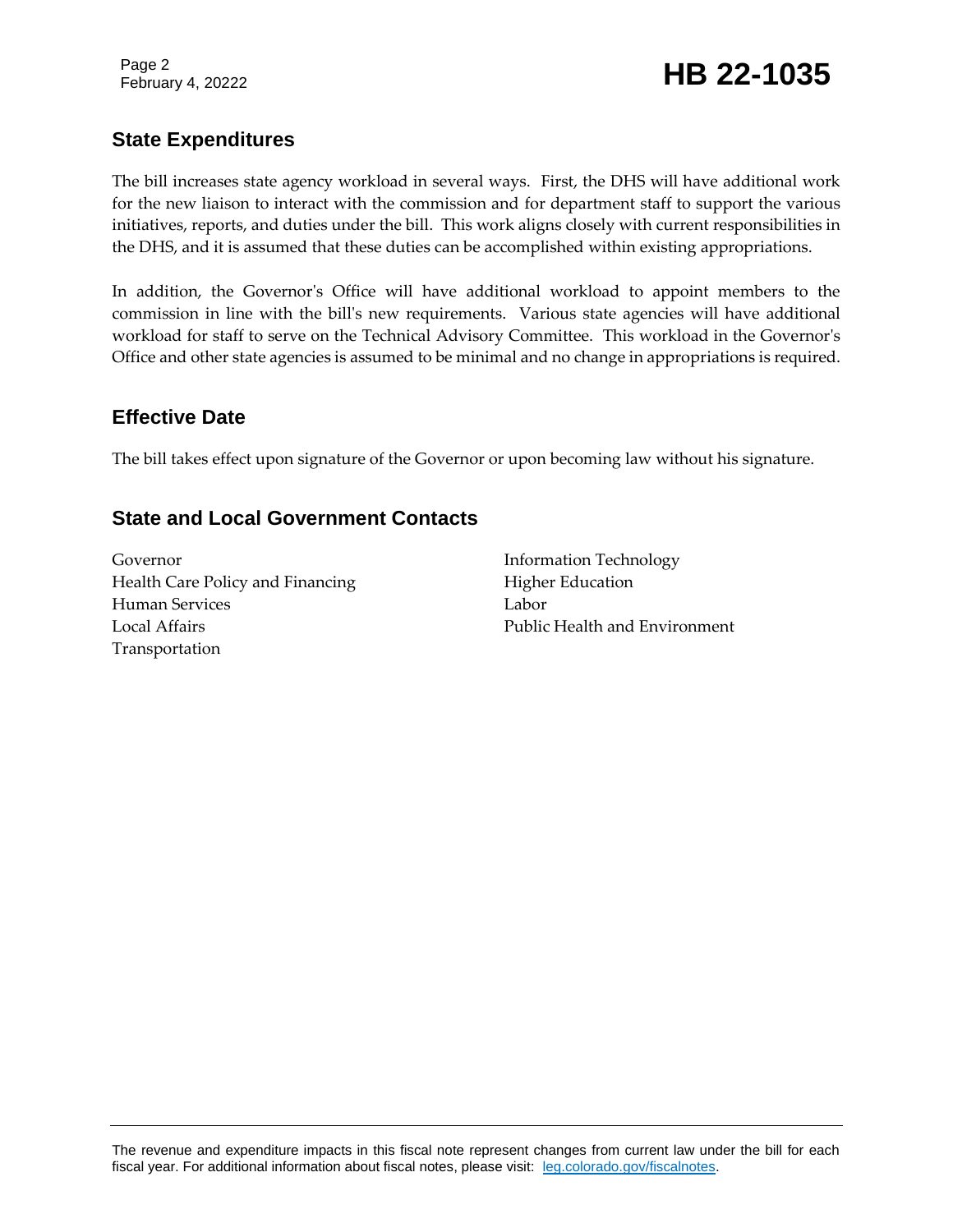## State Expenditures

The bill increases state agency workload in several ways. First, the DHS will have additional work for the new liaison to interact with the commission and for department staff to support the various initiatives, reports, and duties under the bill. This work aligns closely with current responsibilities in the DHS, and it is assumed that these duties can be accomplished within existing appropriations.

In addition, the Governor's Office will have additional workload to appoint members to the commission in line with the bill's new requirements. Various state agencies will have additional workload for staff to serve on the Technical Advisory Committee. This workload in the Governor's Office and other state agencies is assumed to be minimal and no change in appropriations is required.

## Effective Date

The bill takes effect upon signature of the Governor or upon becoming law without his signature.

## State and Local Government Contacts

Governor
Health Care Policy and Financing
Human Services
Local Affairs
Transportation
Information Technology
Higher Education
Labor
Public Health and Environment

The revenue and expenditure impacts in this fiscal note represent changes from current law under the bill for each fiscal year. For additional information about fiscal notes, please visit: leg.colorado.gov/fiscalnotes.